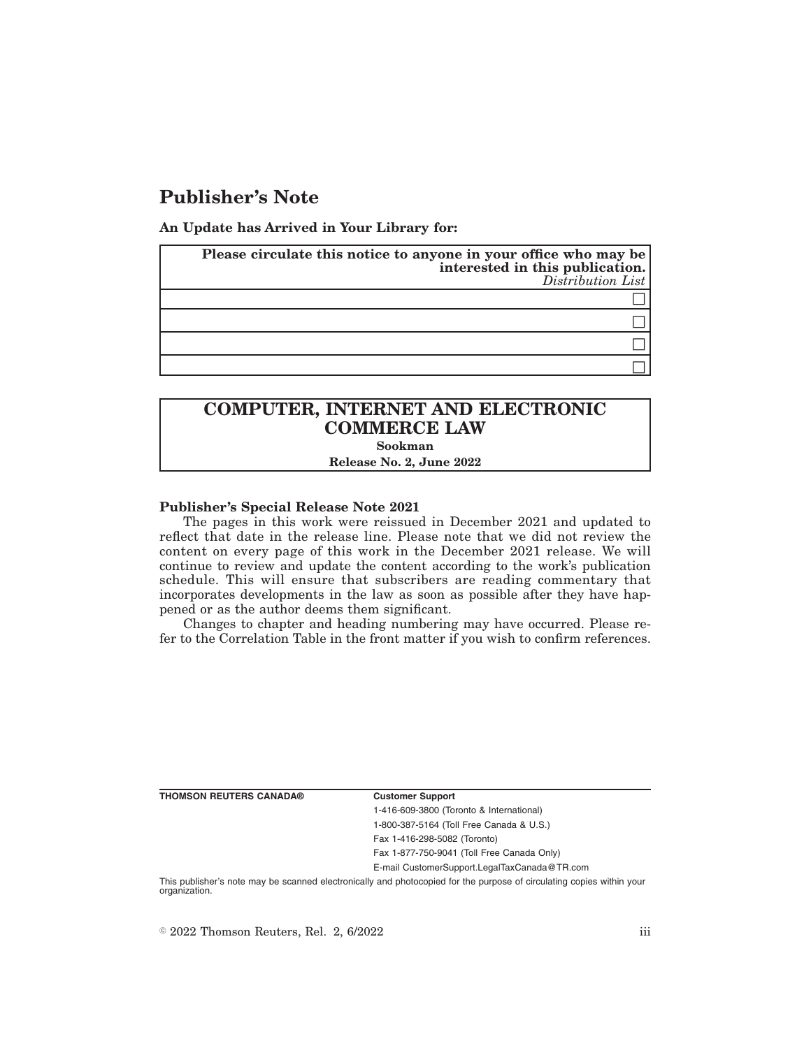# Publisher's Note

**An Update has Arrived in Your Library for:**

| **Please circulate this notice to anyone in your office who may be interested in this publication.** *Distribution List* |
|---|
| ☐ |
| ☐ |
| ☐ |
| ☐ |

## COMPUTER, INTERNET AND ELECTRONIC COMMERCE LAW

**Sookman**

**Release No. 2, June 2022**

**Publisher's Special Release Note 2021**

The pages in this work were reissued in December 2021 and updated to reflect that date in the release line. Please note that we did not review the content on every page of this work in the December 2021 release. We will continue to review and update the content according to the work's publication schedule. This will ensure that subscribers are reading commentary that incorporates developments in the law as soon as possible after they have happened or as the author deems them significant.

Changes to chapter and heading numbering may have occurred. Please refer to the Correlation Table in the front matter if you wish to confirm references.

**THOMSON REUTERS CANADA®**

**Customer Support**

1-416-609-3800 (Toronto & International)

1-800-387-5164 (Toll Free Canada & U.S.)

Fax 1-416-298-5082 (Toronto)

Fax 1-877-750-9041 (Toll Free Canada Only)

E-mail CustomerSupport.LegalTaxCanada@TR.com

This publisher's note may be scanned electronically and photocopied for the purpose of circulating copies within your organization.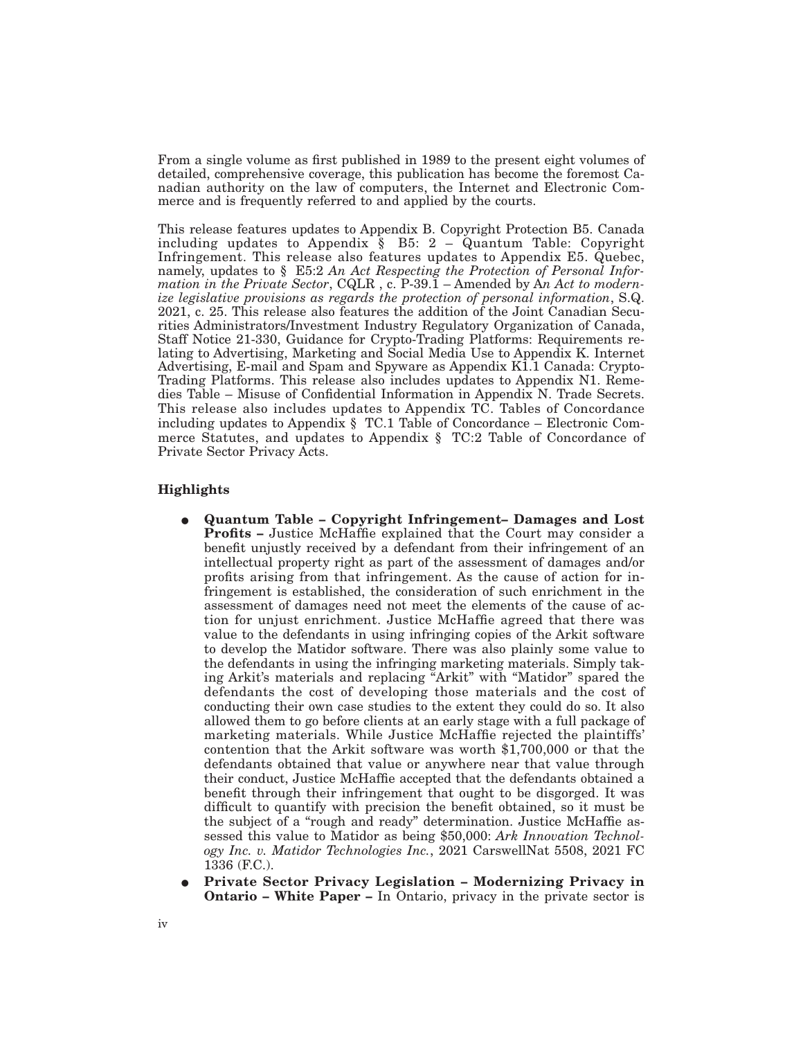From a single volume as first published in 1989 to the present eight volumes of detailed, comprehensive coverage, this publication has become the foremost Canadian authority on the law of computers, the Internet and Electronic Commerce and is frequently referred to and applied by the courts.

This release features updates to Appendix B. Copyright Protection B5. Canada including updates to Appendix § B5: 2 – Quantum Table: Copyright Infringement. This release also features updates to Appendix E5. Quebec, namely, updates to § E5:2 *An Act Respecting the Protection of Personal Information in the Private Sector*, CQLR , c. P-39.1 – Amended by A*n Act to modernize legislative provisions as regards the protection of personal information*, S.Q. 2021, c. 25. This release also features the addition of the Joint Canadian Securities Administrators/Investment Industry Regulatory Organization of Canada, Staff Notice 21-330, Guidance for Crypto-Trading Platforms: Requirements relating to Advertising, Marketing and Social Media Use to Appendix K. Internet Advertising, E-mail and Spam and Spyware as Appendix K1.1 Canada: Crypto-Trading Platforms. This release also includes updates to Appendix N1. Remedies Table – Misuse of Confidential Information in Appendix N. Trade Secrets. This release also includes updates to Appendix TC. Tables of Concordance including updates to Appendix § TC.1 Table of Concordance – Electronic Commerce Statutes, and updates to Appendix § TC:2 Table of Concordance of Private Sector Privacy Acts.

### Highlights

- **Quantum Table – Copyright Infringement– Damages and Lost Profits –** Justice McHaffie explained that the Court may consider a benefit unjustly received by a defendant from their infringement of an intellectual property right as part of the assessment of damages and/or profits arising from that infringement. As the cause of action for infringement is established, the consideration of such enrichment in the assessment of damages need not meet the elements of the cause of action for unjust enrichment. Justice McHaffie agreed that there was value to the defendants in using infringing copies of the Arkit software to develop the Matidor software. There was also plainly some value to the defendants in using the infringing marketing materials. Simply taking Arkit's materials and replacing "Arkit" with "Matidor" spared the defendants the cost of developing those materials and the cost of conducting their own case studies to the extent they could do so. It also allowed them to go before clients at an early stage with a full package of marketing materials. While Justice McHaffie rejected the plaintiffs' contention that the Arkit software was worth $1,700,000 or that the defendants obtained that value or anywhere near that value through their conduct, Justice McHaffie accepted that the defendants obtained a benefit through their infringement that ought to be disgorged. It was difficult to quantify with precision the benefit obtained, so it must be the subject of a "rough and ready" determination. Justice McHaffie assessed this value to Matidor as being $50,000: *Ark Innovation Technology Inc. v. Matidor Technologies Inc.*, 2021 CarswellNat 5508, 2021 FC 1336 (F.C.).
- **Private Sector Privacy Legislation – Modernizing Privacy in Ontario – White Paper –** In Ontario, privacy in the private sector is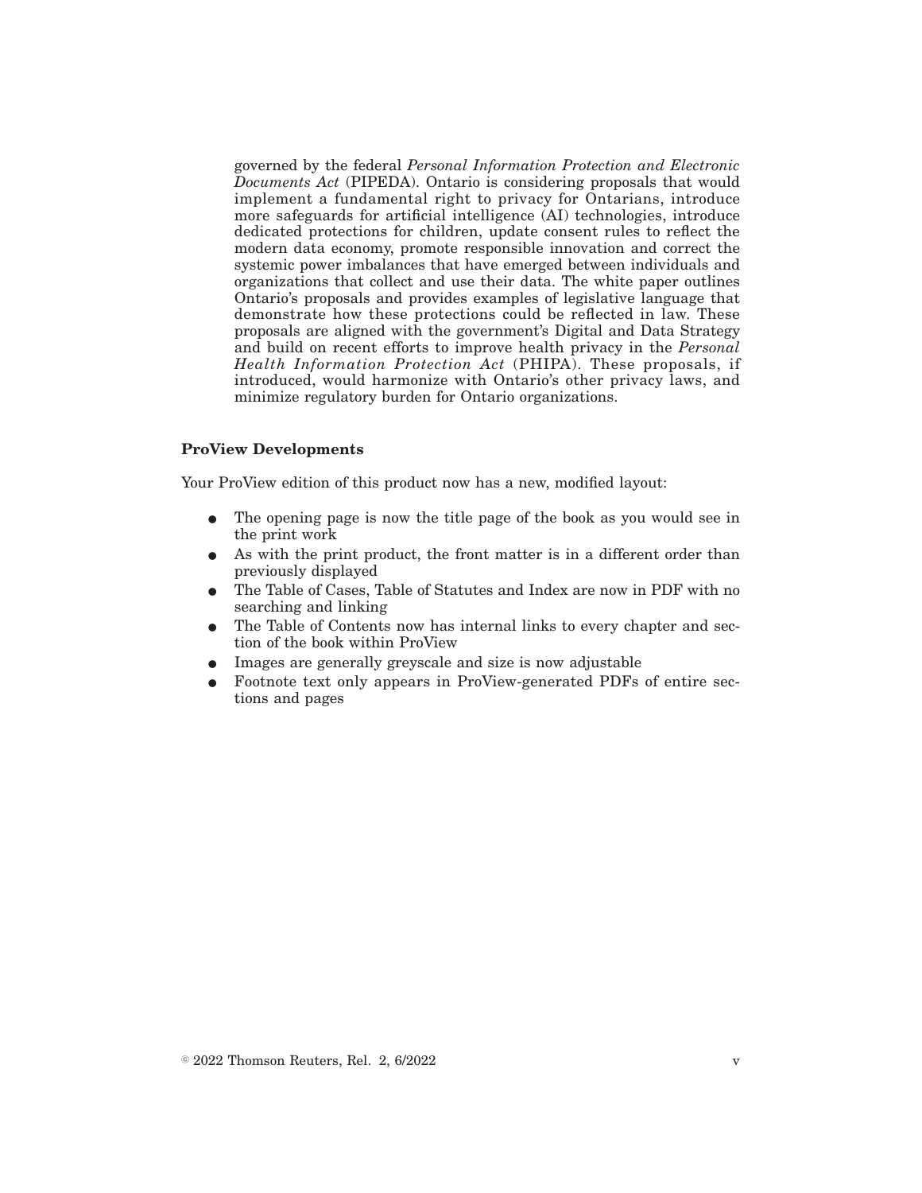governed by the federal *Personal Information Protection and Electronic Documents Act* (PIPEDA). Ontario is considering proposals that would implement a fundamental right to privacy for Ontarians, introduce more safeguards for artificial intelligence (AI) technologies, introduce dedicated protections for children, update consent rules to reflect the modern data economy, promote responsible innovation and correct the systemic power imbalances that have emerged between individuals and organizations that collect and use their data. The white paper outlines Ontario's proposals and provides examples of legislative language that demonstrate how these protections could be reflected in law. These proposals are aligned with the government's Digital and Data Strategy and build on recent efforts to improve health privacy in the *Personal Health Information Protection Act* (PHIPA). These proposals, if introduced, would harmonize with Ontario's other privacy laws, and minimize regulatory burden for Ontario organizations.

**ProView Developments**

Your ProView edition of this product now has a new, modified layout:

- The opening page is now the title page of the book as you would see in the print work
- As with the print product, the front matter is in a different order than previously displayed
- The Table of Cases, Table of Statutes and Index are now in PDF with no searching and linking
- The Table of Contents now has internal links to every chapter and section of the book within ProView
- Images are generally greyscale and size is now adjustable
- Footnote text only appears in ProView-generated PDFs of entire sections and pages